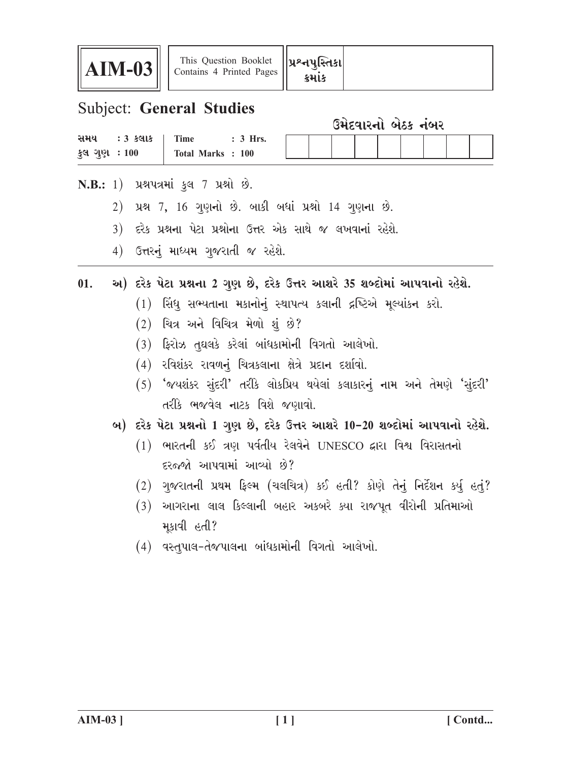| AIM-03 | This Question Booklet Contains 4 Printed Pages | પ્રશ્નપુસ્તિકા ક્રમાંક | |
|---|---|---|---|

## Subject: **General Studies**

| સમય : 3 કલાક | Time : 3 Hrs. | ઉમેદવારનો બેઠક નંબર |
|---|---|---|
| કુલ ગુણ : 100 | Total Marks : 100 | |

**N.B.:**
1) પ્રશ્નપત્રમાં કુલ 7 પ્રશ્નો છે.
2) પ્રશ્ન 7, 16 ગુણનો છે. બાકી બધાં પ્રશ્નો 14 ગુણના છે.
3) દરેક પ્રશ્નના પેટા પ્રશ્નોના ઉત્તર એક સાથે જ લખવાનાં રહેશે.
4) ઉત્તરનું માધ્યમ ગુજરાતી જ રહેશે.

---

**01. અ) દરેક પેટા પ્રશ્નના 2 ગુણ છે, દરેક ઉત્તર આશરે 35 શબ્દોમાં આપવાનો રહેશે.**

(1) સિંધુ સભ્યતાના મકાનોનું સ્થાપત્ય કલાની દ્રષ્ટિએ મૂલ્યાંકન કરો.

(2) ચિત્ર અને વિચિત્ર મેળો શું છે?

(3) ફિરોઝ તુઘલકે કરેલાં બાંધકામોની વિગતો આલેખો.

(4) રવિશંકર રાવળનું ચિત્રકલાના ક્ષેત્રે પ્રદાન દર્શાવો.

(5) 'જયશંકર સુંદરી' તરીકે લોકપ્રિય થયેલાં કલાકારનું નામ અને તેમણે 'સુંદરી' તરીકે ભજવેલ નાટક વિશે જણાવો.

**બ) દરેક પેટા પ્રશ્નનો 1 ગુણ છે, દરેક ઉત્તર આશરે 10-20 શબ્દોમાં આપવાનો રહેશે.**

(1) ભારતની કઈ ત્રણ પર્વતીય રેલવેને UNESCO દ્વારા વિશ્વ વિરાસતનો દરજ્જો આપવામાં આવ્યો છે?

(2) ગુજરાતની પ્રથમ ફિલ્મ (ચલચિત્ર) કઈ હતી? કોણે તેનું નિર્દેશન કર્યુ હતું?

(3) આગરાના લાલ કિલ્લાની બહાર અકબરે ક્યા રાજપૂત વીરોની પ્રતિમાઓ મૂકાવી હતી?

(4) વસ્તુપાલ-તેજપાલના બાંધકામોની વિગતો આલેખો.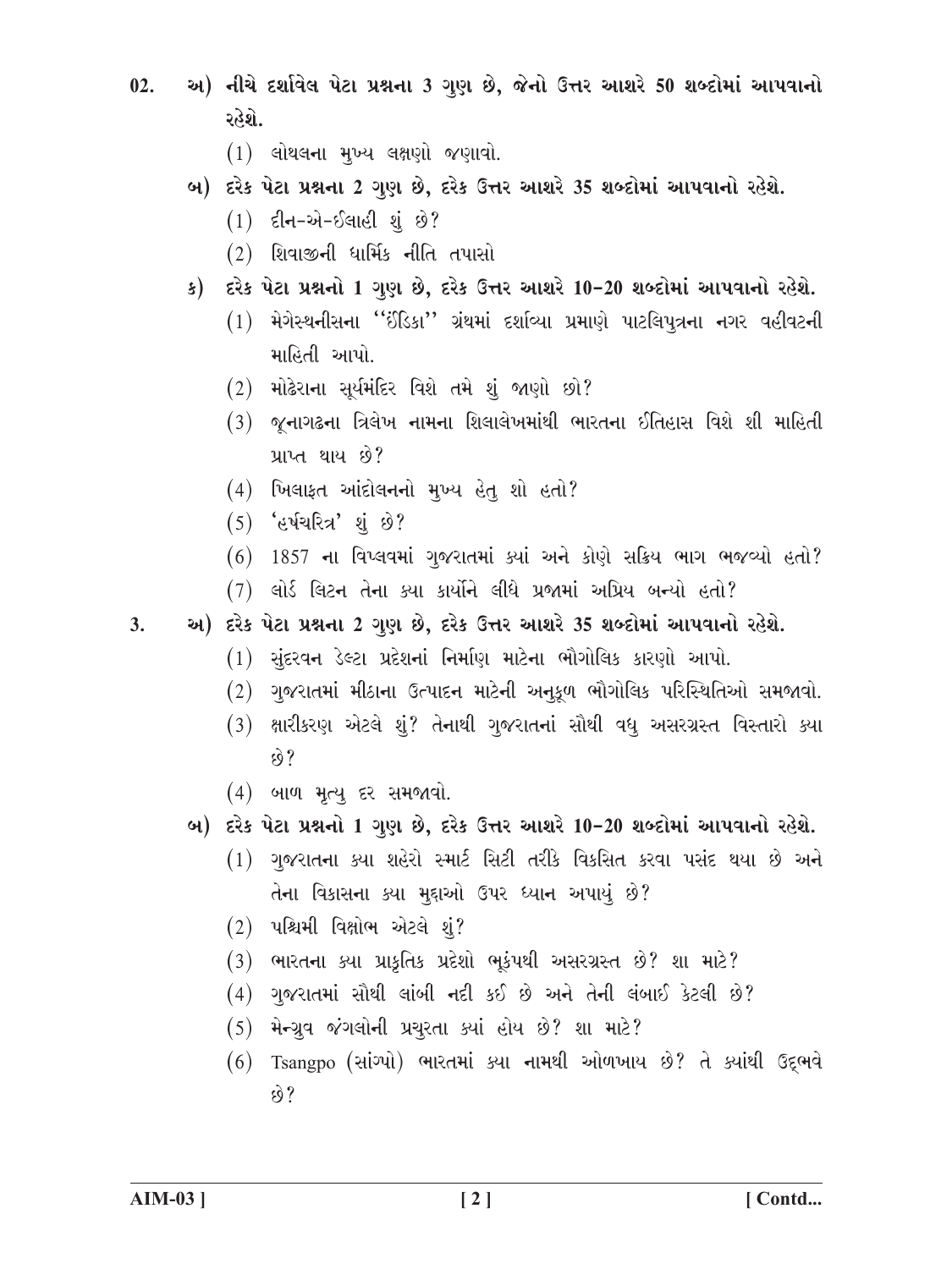02. **અ) નીચે દર્શાવેલ પેટા પ્રશ્નના 3 ગુણ છે, જેનો ઉત્તર આશરે 50 શબ્દોમાં આપવાનો રહેશે.**

(1) લોથલના મુખ્ય લક્ષણો જણાવો.

**બ) દરેક પેટા પ્રશ્નના 2 ગુણ છે, દરેક ઉત્તર આશરે 35 શબ્દોમાં આપવાનો રહેશે.**

(1) દીન-એ-ઈલાહી શું છે?

(2) શિવાજીની ધાર્મિક નીતિ તપાસો

**ક) દરેક પેટા પ્રશ્નનો 1 ગુણ છે, દરેક ઉત્તર આશરે 10-20 શબ્દોમાં આપવાનો રહેશે.**

(1) મેગેસ્થનીસના ''ઈંડિકા'' ગ્રંથમાં દર્શાવ્યા પ્રમાણે પાટલિપુત્રના નગર વહીવટની માહિતી આપો.

(2) મોઢેરાના સૂર્યમંદિર વિશે તમે શું જાણો છો?

(3) જૂનાગઢના ત્રિલેખ નામના શિલાલેખમાંથી ભારતના ઈતિહાસ વિશે શી માહિતી પ્રાપ્ત થાય છે?

(4) ખિલાફત આંદોલનનો મુખ્ય હેતુ શો હતો?

(5) 'હર્ષચરિત્ર' શું છે?

(6) 1857 ના વિપ્લવમાં ગુજરાતમાં ક્યાં અને કોણે સક્રિય ભાગ ભજવ્યો હતો?

(7) લોર્ડ લિટન તેના ક્યા કાર્યોને લીધે પ્રજામાં અપ્રિય બન્યો હતો?

3. **અ) દરેક પેટા પ્રશ્નના 2 ગુણ છે, દરેક ઉત્તર આશરે 35 શબ્દોમાં આપવાનો રહેશે.**

(1) સુંદરવન ડેલ્ટા પ્રદેશનાં નિર્માણ માટેના ભૌગોલિક કારણો આપો.

(2) ગુજરાતમાં મીઠાના ઉત્પાદન માટેની અનુકૂળ ભૌગોલિક પરિસ્થિતિઓ સમજાવો.

(3) ક્ષારીકરણ એટલે શું? તેનાથી ગુજરાતનાં સૌથી વધુ અસરગ્રસ્ત વિસ્તારો ક્યા છે?

(4) બાળ મૃત્યુ દર સમજાવો.

**બ) દરેક પેટા પ્રશ્નનો 1 ગુણ છે, દરેક ઉત્તર આશરે 10-20 શબ્દોમાં આપવાનો રહેશે.**

(1) ગુજરાતના ક્યા શહેરો સ્માર્ટ સિટી તરીકે વિકસિત કરવા પસંદ થયા છે અને તેના વિકાસના ક્યા મુદ્દાઓ ઉપર ધ્યાન અપાયું છે?

(2) પશ્ચિમી વિક્ષોભ એટલે શું?

(3) ભારતના ક્યા પ્રાકૃતિક પ્રદેશો ભૂકંપથી અસરગ્રસ્ત છે? શા માટે?

(4) ગુજરાતમાં સૌથી લાંબી નદી કઈ છે અને તેની લંબાઈ કેટલી છે?

(5) મેન્ગ્રુવ જંગલોની પ્રચુરતા ક્યાં હોય છે? શા માટે?

(6) Tsangpo (સાંગ્પો) ભારતમાં ક્યા નામથી ઓળખાય છે? તે ક્યાંથી ઉદ્ભવે છે?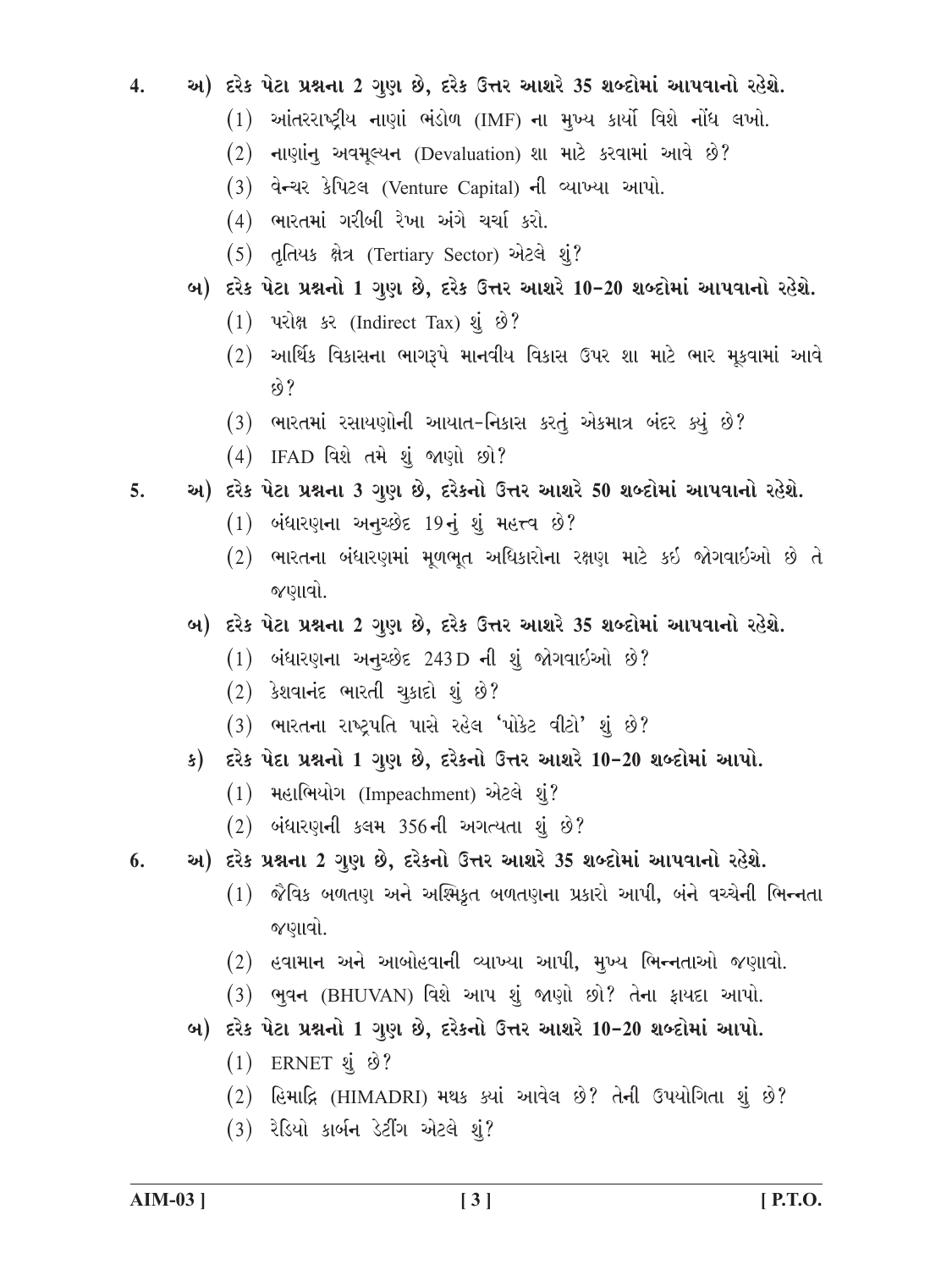4. અ) દરેક પેટા પ્રશ્નના 2 ગુણ છે, દરેક ઉત્તર આશરે 35 શબ્દોમાં આપવાનો રહેશે.

(1) આંતરરાષ્ટ્રીય નાણાં ભંડોળ (IMF) ના મુખ્ય કાર્યો વિશે નોંધ લખો.

(2) નાણાંનુ અવમૂલ્યન (Devaluation) શા માટે કરવામાં આવે છે?

(3) વેન્ચર કેપિટલ (Venture Capital) ની વ્યાખ્યા આપો.

(4) ભારતમાં ગરીબી રેખા અંગે ચર્ચા કરો.

(5) તૃતિયક ક્ષેત્ર (Tertiary Sector) એટલે શું?

બ) દરેક પેટા પ્રશ્નનો 1 ગુણ છે, દરેક ઉત્તર આશરે 10-20 શબ્દોમાં આપવાનો રહેશે.

(1) પરોક્ષ કર (Indirect Tax) શું છે?

(2) આર્થિક વિકાસના ભાગરૂપે માનવીય વિકાસ ઉપર શા માટે ભાર મૂકવામાં આવે છે?

(3) ભારતમાં રસાયણોની આયાત-નિકાસ કરતું એકમાત્ર બંદર ક્યું છે?

(4) IFAD વિશે તમે શું જાણો છો?

5. અ) દરેક પેટા પ્રશ્નના 3 ગુણ છે, દરેકનો ઉત્તર આશરે 50 શબ્દોમાં આપવાનો રહેશે.

(1) બંધારણના અનુચ્છેદ 19નું શું મહત્ત્વ છે?

(2) ભારતના બંધારણમાં મૂળભૂત અધિકારોના રક્ષણ માટે કઈ જોગવાઈઓ છે તે જણાવો.

બ) દરેક પેટા પ્રશ્નના 2 ગુણ છે, દરેક ઉત્તર આશરે 35 શબ્દોમાં આપવાનો રહેશે.

(1) બંધારણના અનુચ્છેદ 243D ની શું જોગવાઈઓ છે?

(2) કેશવાનંદ ભારતી ચુકાદો શું છે?

(3) ભારતના રાષ્ટ્રપતિ પાસે રહેલ 'પોકેટ વીટો' શું છે?

ક) દરેક પેદા પ્રશ્નનો 1 ગુણ છે, દરેકનો ઉત્તર આશરે 10-20 શબ્દોમાં આપો.

(1) મહાભિયોગ (Impeachment) એટલે શું?

(2) બંધારણની કલમ 356ની અગત્યતા શું છે?

6. અ) દરેક પ્રશ્નના 2 ગુણ છે, દરેકનો ઉત્તર આશરે 35 શબ્દોમાં આપવાનો રહેશે.

(1) જૈવિક બળતણ અને અશ્મિકૃત બળતણના પ્રકારો આપી, બંને વચ્ચેની ભિન્નતા જણાવો.

(2) હવામાન અને આબોહવાની વ્યાખ્યા આપી, મુખ્ય ભિન્નતાઓ જણાવો.

(3) ભુવન (BHUVAN) વિશે આપ શું જાણો છો? તેના ફાયદા આપો.

બ) દરેક પેટા પ્રશ્નનો 1 ગુણ છે, દરેકનો ઉત્તર આશરે 10-20 શબ્દોમાં આપો.

(1) ERNET શું છે?

(2) હિમાદ્રિ (HIMADRI) મથક ક્યાં આવેલ છે? તેની ઉપયોગિતા શું છે?

(3) રેડિયો કાર્બન ડેટીંગ એટલે શું?

AIM-03 ] [ P.T.O.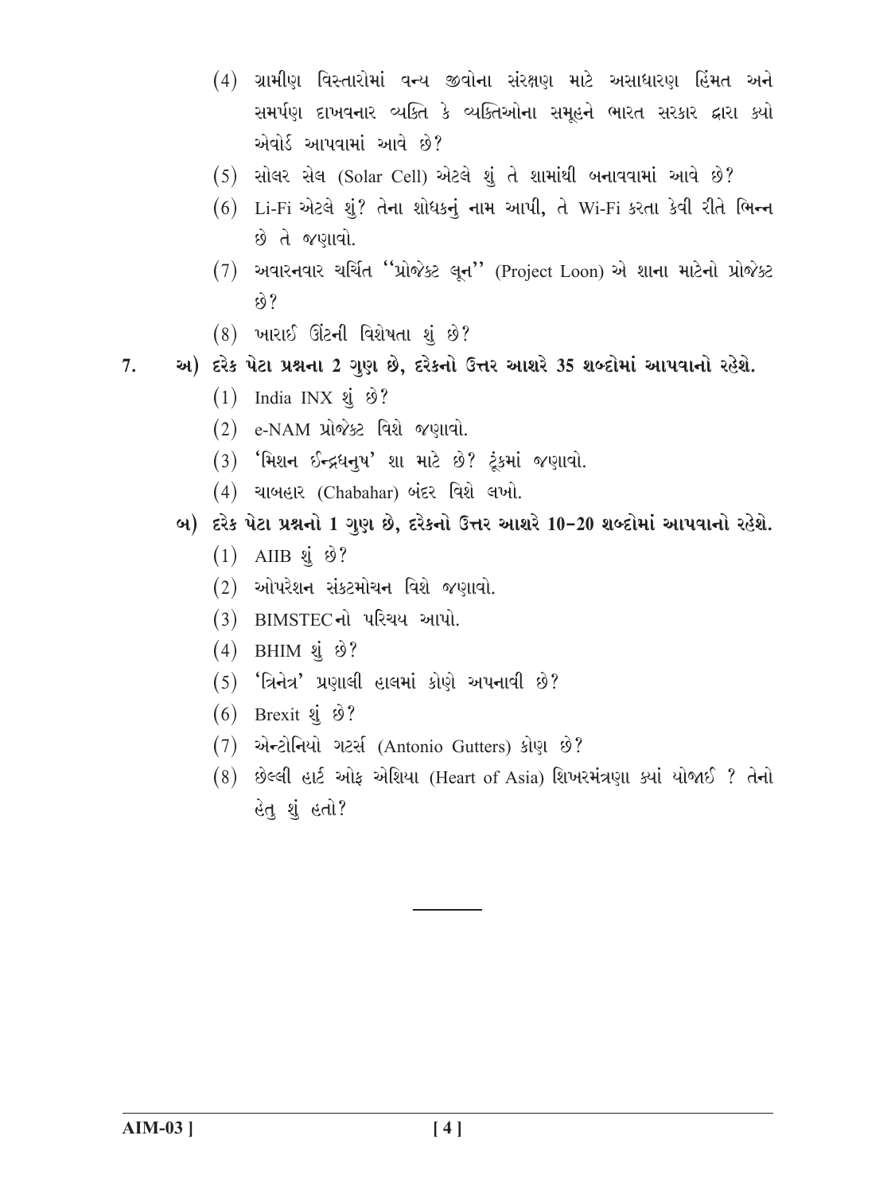(4) ગ્રામીણ વિસ્તારોમાં વન્ય જીવોના સંરક્ષણ માટે અસાધારણ હિંમત અને સમર્પણ દાખવનાર વ્યક્તિ કે વ્યક્તિઓના સમૂહને ભારત સરકાર દ્વારા ક્યો એવોર્ડ આપવામાં આવે છે?

(5) સોલર સેલ (Solar Cell) એટલે શું તે શામાંથી બનાવવામાં આવે છે?

(6) Li-Fi એટલે શું? તેના શોધકનું નામ આપી, તે Wi-Fi કરતા કેવી રીતે ભિન્ન છે તે જણાવો.

(7) અવારનવાર ચર્ચિત "પ્રોજેક્ટ લૂન" (Project Loon) એ શાના માટેનો પ્રોજેક્ટ છે?

(8) ખારાઈ ઊંટની વિશેષતા શું છે?

**7. અ) દરેક પેટા પ્રશ્નના 2 ગુણ છે, દરેકનો ઉત્તર આશરે 35 શબ્દોમાં આપવાનો રહેશે.**

(1) India INX શું છે?

(2) e-NAM પ્રોજેક્ટ વિશે જણાવો.

(3) 'મિશન ઈન્દ્રધનુષ' શા માટે છે? ટૂંકમાં જણાવો.

(4) ચાબહાર (Chabahar) બંદર વિશે લખો.

**બ) દરેક પેટા પ્રશ્નનો 1 ગુણ છે, દરેકનો ઉત્તર આશરે 10–20 શબ્દોમાં આપવાનો રહેશે.**

(1) AIIB શું છે?

(2) ઓપરેશન સંકટમોચન વિશે જણાવો.

(3) BIMSTECનો પરિચય આપો.

(4) BHIM શું છે?

(5) 'ત્રિનેત્ર' પ્રણાલી હાલમાં કોણે અપનાવી છે?

(6) Brexit શું છે?

(7) એન્ટોનિયો ગટર્સ (Antonio Gutters) કોણ છે?

(8) છેલ્લી હાર્ટ ઓફ એશિયા (Heart of Asia) શિખરમંત્રણા ક્યાં યોજાઈ ? તેનો હેતુ શું હતો?